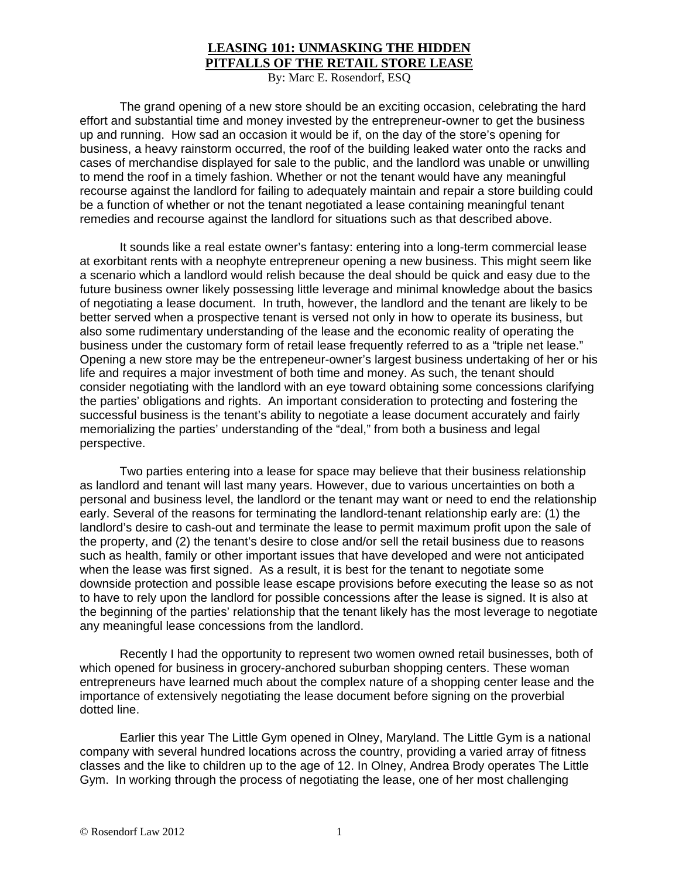# LEASING 101: UNMASKING THE HIDDEN PITFALLS OF THE RETAIL STORE LEASE

By: Marc E. Rosendorf, ESQ

The grand opening of a new store should be an exciting occasion, celebrating the hard effort and substantial time and money invested by the entrepreneur-owner to get the business up and running. How sad an occasion it would be if, on the day of the store's opening for business, a heavy rainstorm occurred, the roof of the building leaked water onto the racks and cases of merchandise displayed for sale to the public, and the landlord was unable or unwilling to mend the roof in a timely fashion. Whether or not the tenant would have any meaningful recourse against the landlord for failing to adequately maintain and repair a store building could be a function of whether or not the tenant negotiated a lease containing meaningful tenant remedies and recourse against the landlord for situations such as that described above.

It sounds like a real estate owner's fantasy: entering into a long-term commercial lease at exorbitant rents with a neophyte entrepreneur opening a new business. This might seem like a scenario which a landlord would relish because the deal should be quick and easy due to the future business owner likely possessing little leverage and minimal knowledge about the basics of negotiating a lease document. In truth, however, the landlord and the tenant are likely to be better served when a prospective tenant is versed not only in how to operate its business, but also some rudimentary understanding of the lease and the economic reality of operating the business under the customary form of retail lease frequently referred to as a "triple net lease." Opening a new store may be the entrepeneur-owner's largest business undertaking of her or his life and requires a major investment of both time and money. As such, the tenant should consider negotiating with the landlord with an eye toward obtaining some concessions clarifying the parties' obligations and rights. An important consideration to protecting and fostering the successful business is the tenant's ability to negotiate a lease document accurately and fairly memorializing the parties' understanding of the "deal," from both a business and legal perspective.

Two parties entering into a lease for space may believe that their business relationship as landlord and tenant will last many years. However, due to various uncertainties on both a personal and business level, the landlord or the tenant may want or need to end the relationship early. Several of the reasons for terminating the landlord-tenant relationship early are: (1) the landlord's desire to cash-out and terminate the lease to permit maximum profit upon the sale of the property, and (2) the tenant's desire to close and/or sell the retail business due to reasons such as health, family or other important issues that have developed and were not anticipated when the lease was first signed. As a result, it is best for the tenant to negotiate some downside protection and possible lease escape provisions before executing the lease so as not to have to rely upon the landlord for possible concessions after the lease is signed. It is also at the beginning of the parties' relationship that the tenant likely has the most leverage to negotiate any meaningful lease concessions from the landlord.

Recently I had the opportunity to represent two women owned retail businesses, both of which opened for business in grocery-anchored suburban shopping centers. These woman entrepreneurs have learned much about the complex nature of a shopping center lease and the importance of extensively negotiating the lease document before signing on the proverbial dotted line.

Earlier this year The Little Gym opened in Olney, Maryland. The Little Gym is a national company with several hundred locations across the country, providing a varied array of fitness classes and the like to children up to the age of 12. In Olney, Andrea Brody operates The Little Gym. In working through the process of negotiating the lease, one of her most challenging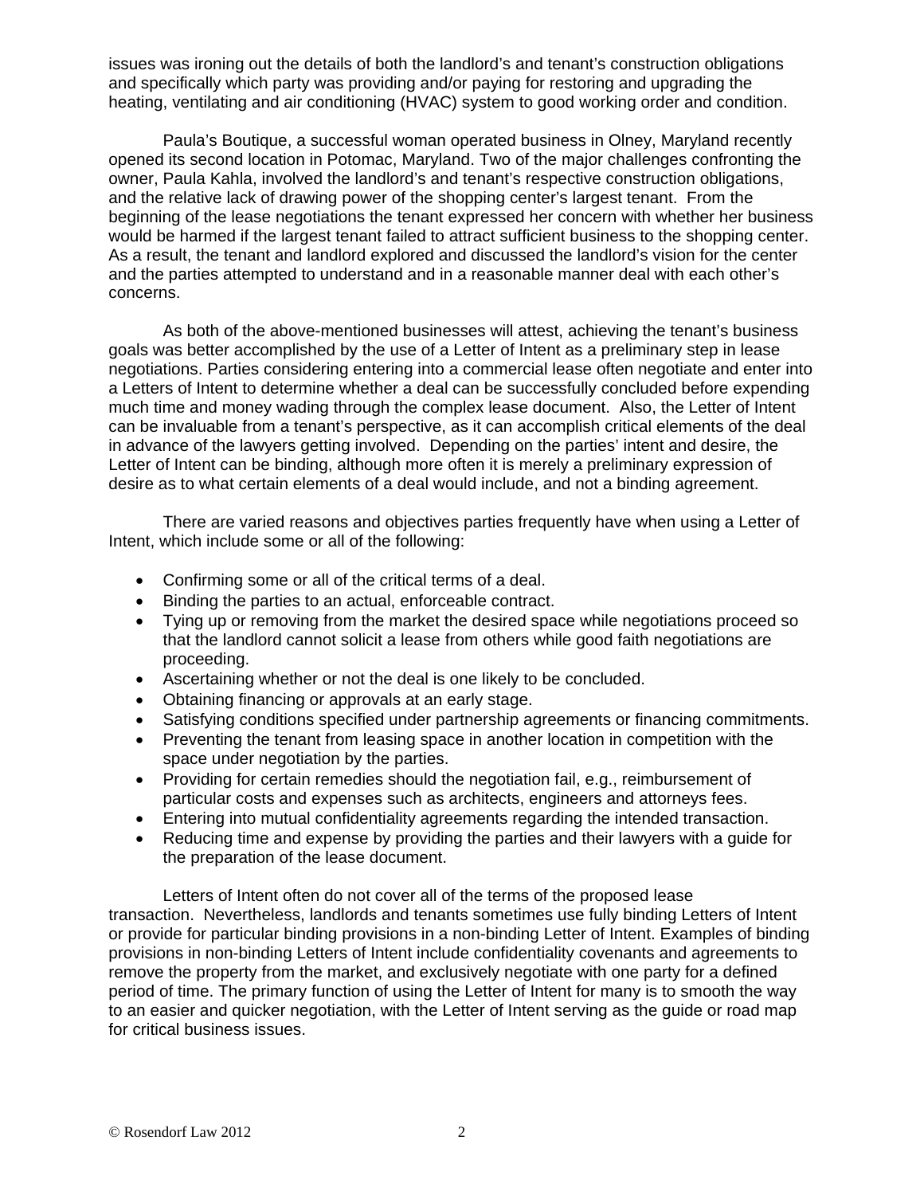issues was ironing out the details of both the landlord's and tenant's construction obligations and specifically which party was providing and/or paying for restoring and upgrading the heating, ventilating and air conditioning (HVAC) system to good working order and condition.

Paula's Boutique, a successful woman operated business in Olney, Maryland recently opened its second location in Potomac, Maryland. Two of the major challenges confronting the owner, Paula Kahla, involved the landlord's and tenant's respective construction obligations, and the relative lack of drawing power of the shopping center's largest tenant. From the beginning of the lease negotiations the tenant expressed her concern with whether her business would be harmed if the largest tenant failed to attract sufficient business to the shopping center. As a result, the tenant and landlord explored and discussed the landlord's vision for the center and the parties attempted to understand and in a reasonable manner deal with each other's concerns.

As both of the above-mentioned businesses will attest, achieving the tenant's business goals was better accomplished by the use of a Letter of Intent as a preliminary step in lease negotiations. Parties considering entering into a commercial lease often negotiate and enter into a Letters of Intent to determine whether a deal can be successfully concluded before expending much time and money wading through the complex lease document. Also, the Letter of Intent can be invaluable from a tenant's perspective, as it can accomplish critical elements of the deal in advance of the lawyers getting involved. Depending on the parties' intent and desire, the Letter of Intent can be binding, although more often it is merely a preliminary expression of desire as to what certain elements of a deal would include, and not a binding agreement.

There are varied reasons and objectives parties frequently have when using a Letter of Intent, which include some or all of the following:

- Confirming some or all of the critical terms of a deal.
- Binding the parties to an actual, enforceable contract.
- Tying up or removing from the market the desired space while negotiations proceed so that the landlord cannot solicit a lease from others while good faith negotiations are proceeding.
- Ascertaining whether or not the deal is one likely to be concluded.
- Obtaining financing or approvals at an early stage.
- Satisfying conditions specified under partnership agreements or financing commitments.
- Preventing the tenant from leasing space in another location in competition with the space under negotiation by the parties.
- Providing for certain remedies should the negotiation fail, e.g., reimbursement of particular costs and expenses such as architects, engineers and attorneys fees.
- Entering into mutual confidentiality agreements regarding the intended transaction.
- Reducing time and expense by providing the parties and their lawyers with a guide for the preparation of the lease document.

Letters of Intent often do not cover all of the terms of the proposed lease transaction. Nevertheless, landlords and tenants sometimes use fully binding Letters of Intent or provide for particular binding provisions in a non-binding Letter of Intent. Examples of binding provisions in non-binding Letters of Intent include confidentiality covenants and agreements to remove the property from the market, and exclusively negotiate with one party for a defined period of time. The primary function of using the Letter of Intent for many is to smooth the way to an easier and quicker negotiation, with the Letter of Intent serving as the guide or road map for critical business issues.

© Rosendorf Law 2012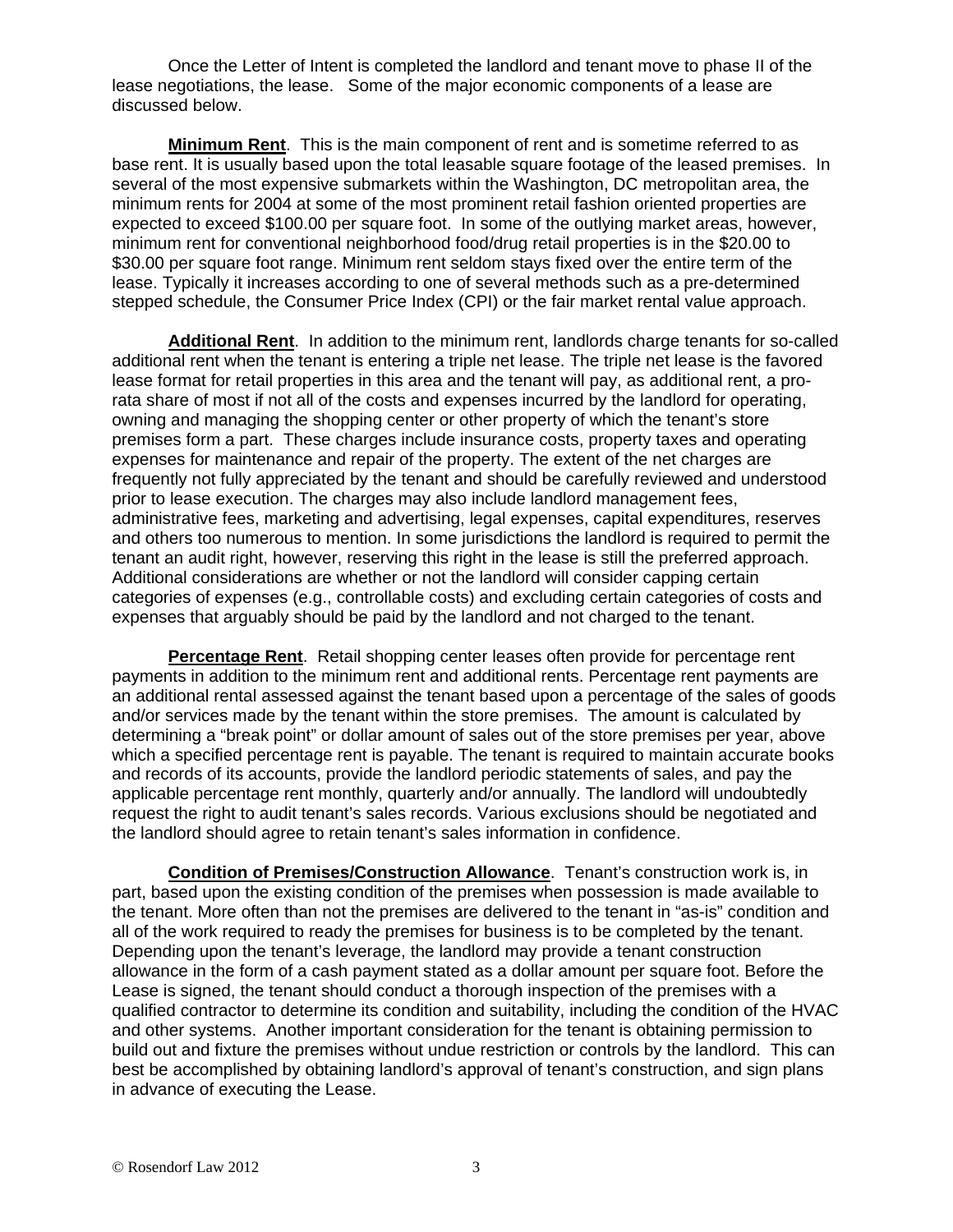Once the Letter of Intent is completed the landlord and tenant move to phase II of the lease negotiations, the lease. Some of the major economic components of a lease are discussed below.

**Minimum Rent**. This is the main component of rent and is sometime referred to as base rent. It is usually based upon the total leasable square footage of the leased premises. In several of the most expensive submarkets within the Washington, DC metropolitan area, the minimum rents for 2004 at some of the most prominent retail fashion oriented properties are expected to exceed $100.00 per square foot. In some of the outlying market areas, however, minimum rent for conventional neighborhood food/drug retail properties is in the $20.00 to $30.00 per square foot range. Minimum rent seldom stays fixed over the entire term of the lease. Typically it increases according to one of several methods such as a pre-determined stepped schedule, the Consumer Price Index (CPI) or the fair market rental value approach.

**Additional Rent**. In addition to the minimum rent, landlords charge tenants for so-called additional rent when the tenant is entering a triple net lease. The triple net lease is the favored lease format for retail properties in this area and the tenant will pay, as additional rent, a pro-rata share of most if not all of the costs and expenses incurred by the landlord for operating, owning and managing the shopping center or other property of which the tenant's store premises form a part. These charges include insurance costs, property taxes and operating expenses for maintenance and repair of the property. The extent of the net charges are frequently not fully appreciated by the tenant and should be carefully reviewed and understood prior to lease execution. The charges may also include landlord management fees, administrative fees, marketing and advertising, legal expenses, capital expenditures, reserves and others too numerous to mention. In some jurisdictions the landlord is required to permit the tenant an audit right, however, reserving this right in the lease is still the preferred approach. Additional considerations are whether or not the landlord will consider capping certain categories of expenses (e.g., controllable costs) and excluding certain categories of costs and expenses that arguably should be paid by the landlord and not charged to the tenant.

**Percentage Rent**. Retail shopping center leases often provide for percentage rent payments in addition to the minimum rent and additional rents. Percentage rent payments are an additional rental assessed against the tenant based upon a percentage of the sales of goods and/or services made by the tenant within the store premises. The amount is calculated by determining a "break point" or dollar amount of sales out of the store premises per year, above which a specified percentage rent is payable. The tenant is required to maintain accurate books and records of its accounts, provide the landlord periodic statements of sales, and pay the applicable percentage rent monthly, quarterly and/or annually. The landlord will undoubtedly request the right to audit tenant's sales records. Various exclusions should be negotiated and the landlord should agree to retain tenant's sales information in confidence.

**Condition of Premises/Construction Allowance**. Tenant's construction work is, in part, based upon the existing condition of the premises when possession is made available to the tenant. More often than not the premises are delivered to the tenant in "as-is" condition and all of the work required to ready the premises for business is to be completed by the tenant. Depending upon the tenant's leverage, the landlord may provide a tenant construction allowance in the form of a cash payment stated as a dollar amount per square foot. Before the Lease is signed, the tenant should conduct a thorough inspection of the premises with a qualified contractor to determine its condition and suitability, including the condition of the HVAC and other systems. Another important consideration for the tenant is obtaining permission to build out and fixture the premises without undue restriction or controls by the landlord. This can best be accomplished by obtaining landlord's approval of tenant's construction, and sign plans in advance of executing the Lease.

© Rosendorf Law 2012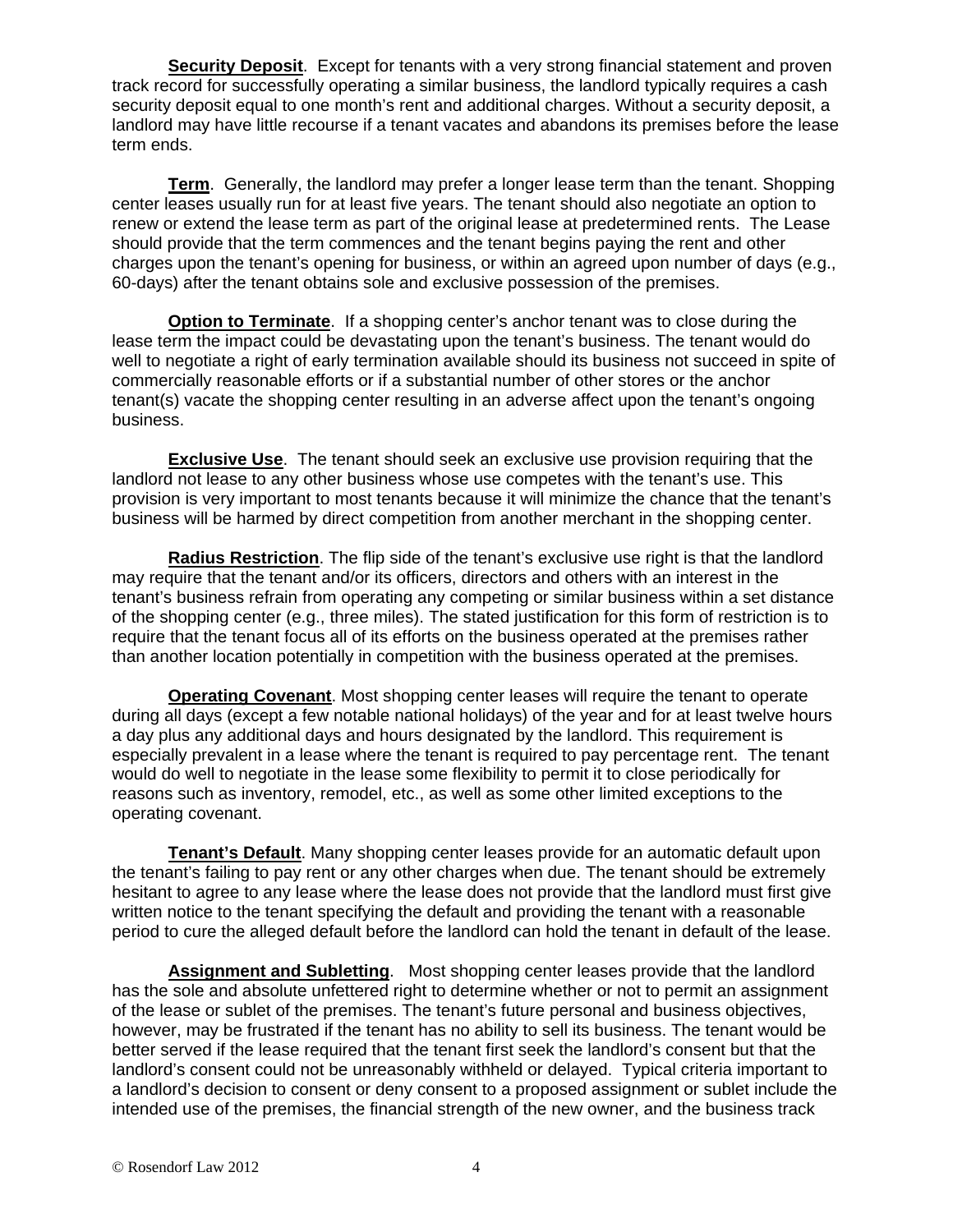**Security Deposit**. Except for tenants with a very strong financial statement and proven track record for successfully operating a similar business, the landlord typically requires a cash security deposit equal to one month's rent and additional charges. Without a security deposit, a landlord may have little recourse if a tenant vacates and abandons its premises before the lease term ends.

**Term**. Generally, the landlord may prefer a longer lease term than the tenant. Shopping center leases usually run for at least five years. The tenant should also negotiate an option to renew or extend the lease term as part of the original lease at predetermined rents. The Lease should provide that the term commences and the tenant begins paying the rent and other charges upon the tenant's opening for business, or within an agreed upon number of days (e.g., 60-days) after the tenant obtains sole and exclusive possession of the premises.

**Option to Terminate**. If a shopping center's anchor tenant was to close during the lease term the impact could be devastating upon the tenant's business. The tenant would do well to negotiate a right of early termination available should its business not succeed in spite of commercially reasonable efforts or if a substantial number of other stores or the anchor tenant(s) vacate the shopping center resulting in an adverse affect upon the tenant's ongoing business.

**Exclusive Use**. The tenant should seek an exclusive use provision requiring that the landlord not lease to any other business whose use competes with the tenant's use. This provision is very important to most tenants because it will minimize the chance that the tenant's business will be harmed by direct competition from another merchant in the shopping center.

**Radius Restriction**. The flip side of the tenant's exclusive use right is that the landlord may require that the tenant and/or its officers, directors and others with an interest in the tenant's business refrain from operating any competing or similar business within a set distance of the shopping center (e.g., three miles). The stated justification for this form of restriction is to require that the tenant focus all of its efforts on the business operated at the premises rather than another location potentially in competition with the business operated at the premises.

**Operating Covenant**. Most shopping center leases will require the tenant to operate during all days (except a few notable national holidays) of the year and for at least twelve hours a day plus any additional days and hours designated by the landlord. This requirement is especially prevalent in a lease where the tenant is required to pay percentage rent. The tenant would do well to negotiate in the lease some flexibility to permit it to close periodically for reasons such as inventory, remodel, etc., as well as some other limited exceptions to the operating covenant.

**Tenant's Default**. Many shopping center leases provide for an automatic default upon the tenant's failing to pay rent or any other charges when due. The tenant should be extremely hesitant to agree to any lease where the lease does not provide that the landlord must first give written notice to the tenant specifying the default and providing the tenant with a reasonable period to cure the alleged default before the landlord can hold the tenant in default of the lease.

**Assignment and Subletting**. Most shopping center leases provide that the landlord has the sole and absolute unfettered right to determine whether or not to permit an assignment of the lease or sublet of the premises. The tenant's future personal and business objectives, however, may be frustrated if the tenant has no ability to sell its business. The tenant would be better served if the lease required that the tenant first seek the landlord's consent but that the landlord's consent could not be unreasonably withheld or delayed. Typical criteria important to a landlord's decision to consent or deny consent to a proposed assignment or sublet include the intended use of the premises, the financial strength of the new owner, and the business track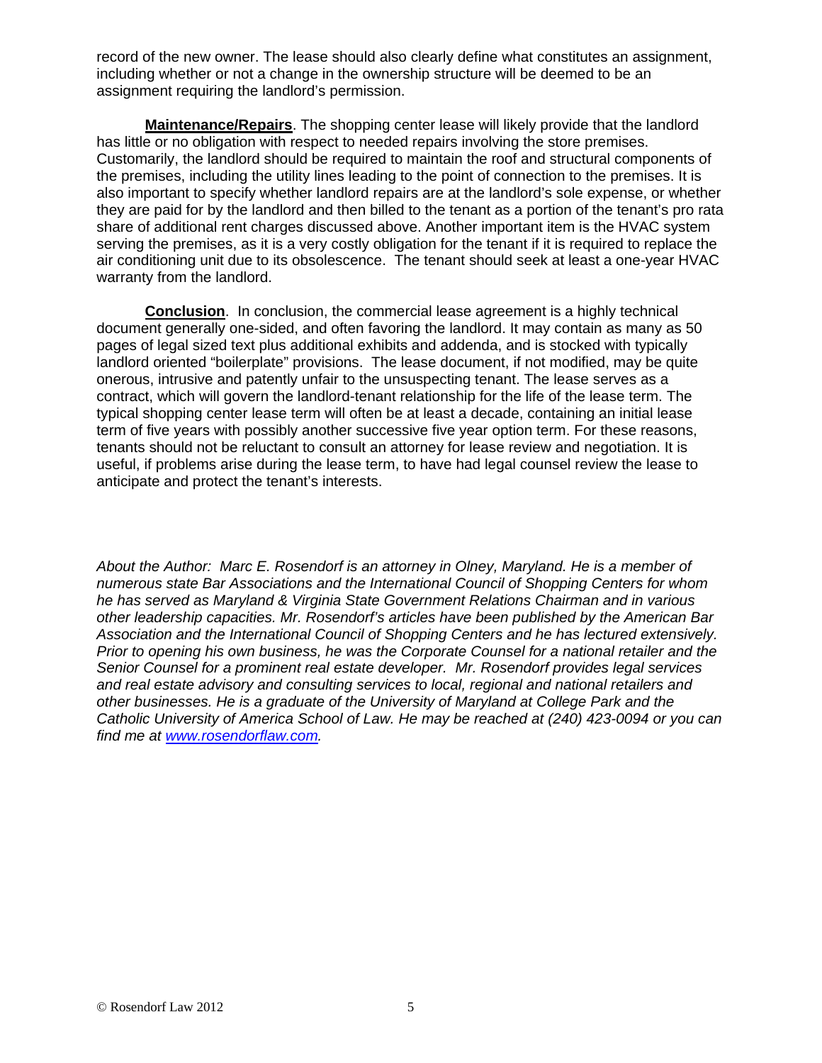record of the new owner. The lease should also clearly define what constitutes an assignment, including whether or not a change in the ownership structure will be deemed to be an assignment requiring the landlord's permission.

**Maintenance/Repairs**. The shopping center lease will likely provide that the landlord has little or no obligation with respect to needed repairs involving the store premises. Customarily, the landlord should be required to maintain the roof and structural components of the premises, including the utility lines leading to the point of connection to the premises. It is also important to specify whether landlord repairs are at the landlord's sole expense, or whether they are paid for by the landlord and then billed to the tenant as a portion of the tenant's pro rata share of additional rent charges discussed above. Another important item is the HVAC system serving the premises, as it is a very costly obligation for the tenant if it is required to replace the air conditioning unit due to its obsolescence. The tenant should seek at least a one-year HVAC warranty from the landlord.

**Conclusion**. In conclusion, the commercial lease agreement is a highly technical document generally one-sided, and often favoring the landlord. It may contain as many as 50 pages of legal sized text plus additional exhibits and addenda, and is stocked with typically landlord oriented "boilerplate" provisions. The lease document, if not modified, may be quite onerous, intrusive and patently unfair to the unsuspecting tenant. The lease serves as a contract, which will govern the landlord-tenant relationship for the life of the lease term. The typical shopping center lease term will often be at least a decade, containing an initial lease term of five years with possibly another successive five year option term. For these reasons, tenants should not be reluctant to consult an attorney for lease review and negotiation. It is useful, if problems arise during the lease term, to have had legal counsel review the lease to anticipate and protect the tenant's interests.

*About the Author: Marc E. Rosendorf is an attorney in Olney, Maryland. He is a member of numerous state Bar Associations and the International Council of Shopping Centers for whom he has served as Maryland & Virginia State Government Relations Chairman and in various other leadership capacities. Mr. Rosendorf's articles have been published by the American Bar Association and the International Council of Shopping Centers and he has lectured extensively. Prior to opening his own business, he was the Corporate Counsel for a national retailer and the Senior Counsel for a prominent real estate developer. Mr. Rosendorf provides legal services and real estate advisory and consulting services to local, regional and national retailers and other businesses. He is a graduate of the University of Maryland at College Park and the Catholic University of America School of Law. He may be reached at (240) 423-0094 or you can find me at [www.rosendorflaw.com](http://www.rosendorflaw.com).*

© Rosendorf Law 2012